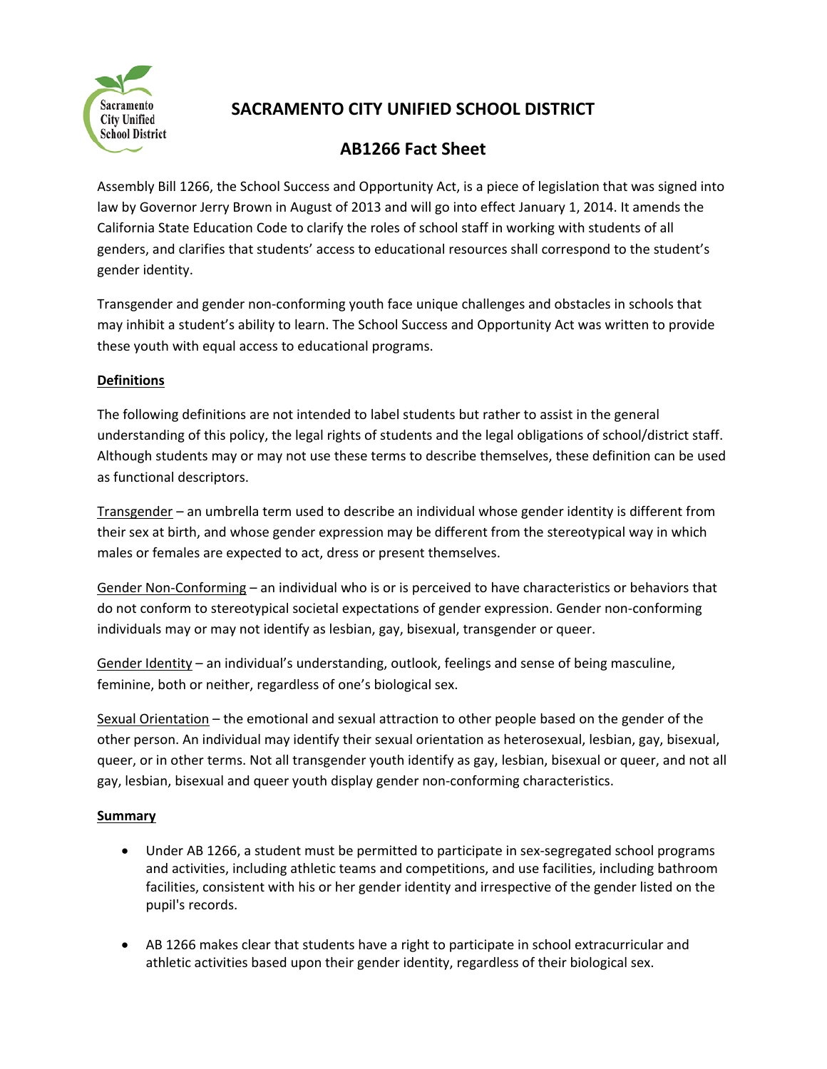# SACRAMENTO CITY UNIFIED SCHOOL DISTRICT

## AB1266 Fact Sheet

Assembly Bill 1266, the School Success and Opportunity Act, is a piece of legislation that was signed into law by Governor Jerry Brown in August of 2013 and will go into effect January 1, 2014. It amends the California State Education Code to clarify the roles of school staff in working with students of all genders, and clarifies that students' access to educational resources shall correspond to the student's gender identity.

Transgender and gender non-conforming youth face unique challenges and obstacles in schools that may inhibit a student's ability to learn. The School Success and Opportunity Act was written to provide these youth with equal access to educational programs.

**Definitions**

The following definitions are not intended to label students but rather to assist in the general understanding of this policy, the legal rights of students and the legal obligations of school/district staff. Although students may or may not use these terms to describe themselves, these definition can be used as functional descriptors.

Transgender – an umbrella term used to describe an individual whose gender identity is different from their sex at birth, and whose gender expression may be different from the stereotypical way in which males or females are expected to act, dress or present themselves.

Gender Non-Conforming – an individual who is or is perceived to have characteristics or behaviors that do not conform to stereotypical societal expectations of gender expression. Gender non-conforming individuals may or may not identify as lesbian, gay, bisexual, transgender or queer.

Gender Identity – an individual's understanding, outlook, feelings and sense of being masculine, feminine, both or neither, regardless of one's biological sex.

Sexual Orientation – the emotional and sexual attraction to other people based on the gender of the other person. An individual may identify their sexual orientation as heterosexual, lesbian, gay, bisexual, queer, or in other terms. Not all transgender youth identify as gay, lesbian, bisexual or queer, and not all gay, lesbian, bisexual and queer youth display gender non-conforming characteristics.

**Summary**

- Under AB 1266, a student must be permitted to participate in sex-segregated school programs and activities, including athletic teams and competitions, and use facilities, including bathroom facilities, consistent with his or her gender identity and irrespective of the gender listed on the pupil's records.
- AB 1266 makes clear that students have a right to participate in school extracurricular and athletic activities based upon their gender identity, regardless of their biological sex.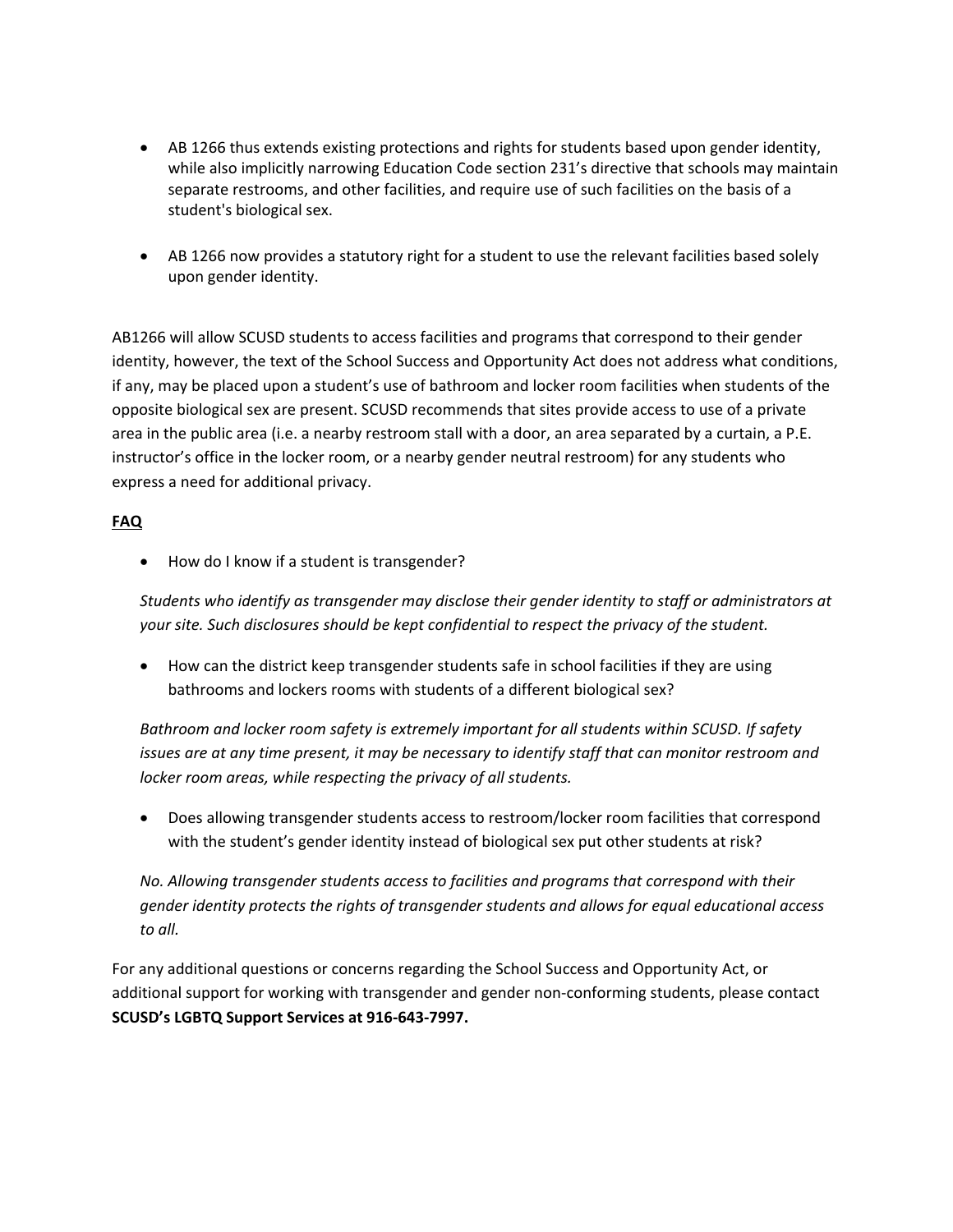- AB 1266 thus extends existing protections and rights for students based upon gender identity, while also implicitly narrowing Education Code section 231's directive that schools may maintain separate restrooms, and other facilities, and require use of such facilities on the basis of a student's biological sex.

- AB 1266 now provides a statutory right for a student to use the relevant facilities based solely upon gender identity.

AB1266 will allow SCUSD students to access facilities and programs that correspond to their gender identity, however, the text of the School Success and Opportunity Act does not address what conditions, if any, may be placed upon a student's use of bathroom and locker room facilities when students of the opposite biological sex are present. SCUSD recommends that sites provide access to use of a private area in the public area (i.e. a nearby restroom stall with a door, an area separated by a curtain, a P.E. instructor's office in the locker room, or a nearby gender neutral restroom) for any students who express a need for additional privacy.

**<u>FAQ</u>**

- How do I know if a student is transgender?

  *Students who identify as transgender may disclose their gender identity to staff or administrators at your site. Such disclosures should be kept confidential to respect the privacy of the student.*

- How can the district keep transgender students safe in school facilities if they are using bathrooms and lockers rooms with students of a different biological sex?

  *Bathroom and locker room safety is extremely important for all students within SCUSD. If safety issues are at any time present, it may be necessary to identify staff that can monitor restroom and locker room areas, while respecting the privacy of all students.*

- Does allowing transgender students access to restroom/locker room facilities that correspond with the student's gender identity instead of biological sex put other students at risk?

  *No. Allowing transgender students access to facilities and programs that correspond with their gender identity protects the rights of transgender students and allows for equal educational access to all.*

For any additional questions or concerns regarding the School Success and Opportunity Act, or additional support for working with transgender and gender non-conforming students, please contact **SCUSD's LGBTQ Support Services at 916-643-7997.**